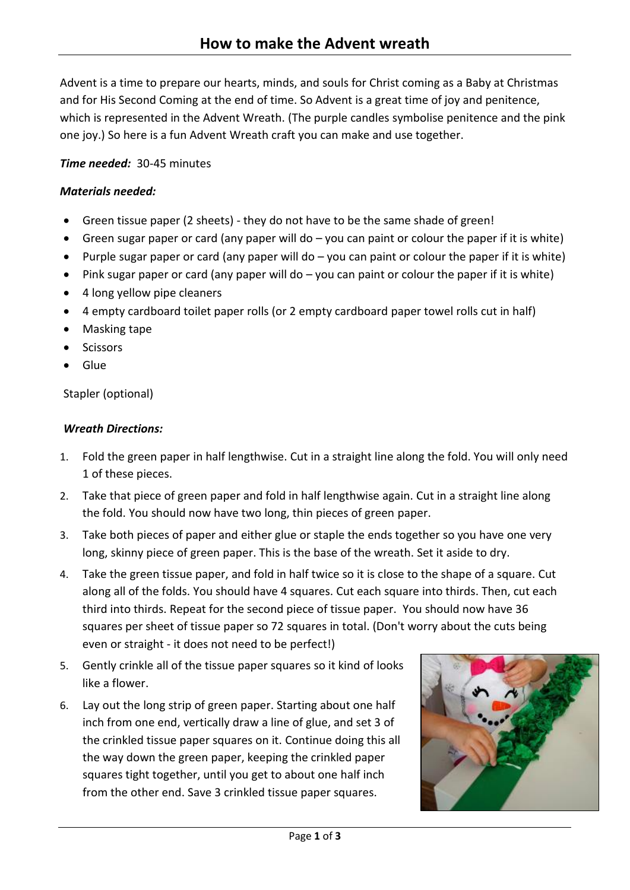# How to make the Advent wreath

Advent is a time to prepare our hearts, minds, and souls for Christ coming as a Baby at Christmas and for His Second Coming at the end of time. So Advent is a great time of joy and penitence, which is represented in the Advent Wreath. (The purple candles symbolise penitence and the pink one joy.) So here is a fun Advent Wreath craft you can make and use together.

***Time needed:*** 30-45 minutes

***Materials needed:***

- Green tissue paper (2 sheets) - they do not have to be the same shade of green!
- Green sugar paper or card (any paper will do – you can paint or colour the paper if it is white)
- Purple sugar paper or card (any paper will do – you can paint or colour the paper if it is white)
- Pink sugar paper or card (any paper will do – you can paint or colour the paper if it is white)
- 4 long yellow pipe cleaners
- 4 empty cardboard toilet paper rolls (or 2 empty cardboard paper towel rolls cut in half)
- Masking tape
- Scissors
- Glue

Stapler (optional)

***Wreath Directions:***

1. Fold the green paper in half lengthwise. Cut in a straight line along the fold. You will only need 1 of these pieces.
2. Take that piece of green paper and fold in half lengthwise again. Cut in a straight line along the fold. You should now have two long, thin pieces of green paper.
3. Take both pieces of paper and either glue or staple the ends together so you have one very long, skinny piece of green paper. This is the base of the wreath. Set it aside to dry.
4. Take the green tissue paper, and fold in half twice so it is close to the shape of a square. Cut along all of the folds. You should have 4 squares. Cut each square into thirds. Then, cut each third into thirds. Repeat for the second piece of tissue paper. You should now have 36 squares per sheet of tissue paper so 72 squares in total. (Don't worry about the cuts being even or straight - it does not need to be perfect!)
5. Gently crinkle all of the tissue paper squares so it kind of looks like a flower.
6. Lay out the long strip of green paper. Starting about one half inch from one end, vertically draw a line of glue, and set 3 of the crinkled tissue paper squares on it. Continue doing this all the way down the green paper, keeping the crinkled paper squares tight together, until you get to about one half inch from the other end. Save 3 crinkled tissue paper squares.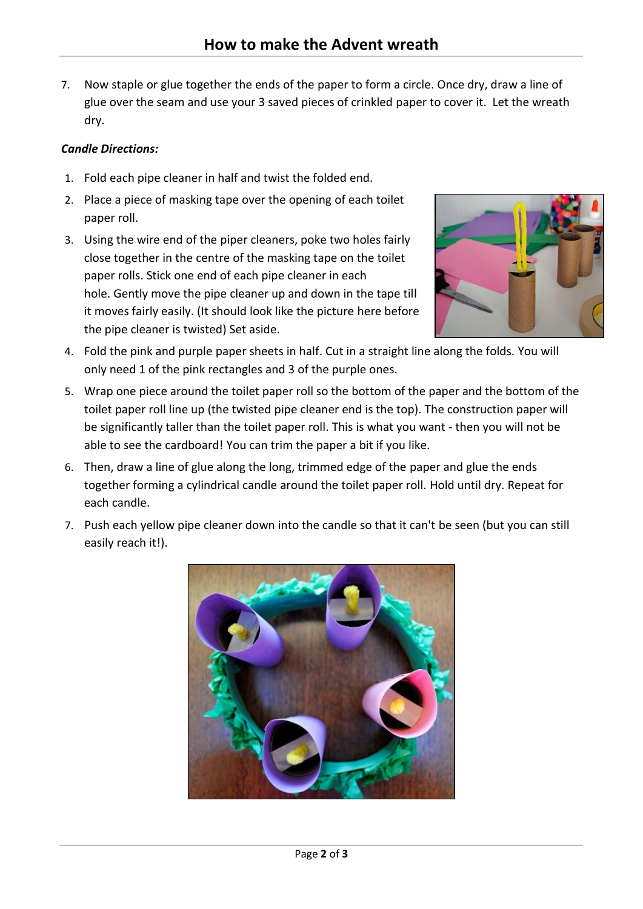7. Now staple or glue together the ends of the paper to form a circle. Once dry, draw a line of glue over the seam and use your 3 saved pieces of crinkled paper to cover it. Let the wreath dry.

***Candle Directions:***

1. Fold each pipe cleaner in half and twist the folded end.
2. Place a piece of masking tape over the opening of each toilet paper roll.
3. Using the wire end of the piper cleaners, poke two holes fairly close together in the centre of the masking tape on the toilet paper rolls. Stick one end of each pipe cleaner in each hole. Gently move the pipe cleaner up and down in the tape till it moves fairly easily. (It should look like the picture here before the pipe cleaner is twisted) Set aside.
4. Fold the pink and purple paper sheets in half. Cut in a straight line along the folds. You will only need 1 of the pink rectangles and 3 of the purple ones.
5. Wrap one piece around the toilet paper roll so the bottom of the paper and the bottom of the toilet paper roll line up (the twisted pipe cleaner end is the top). The construction paper will be significantly taller than the toilet paper roll. This is what you want - then you will not be able to see the cardboard! You can trim the paper a bit if you like.
6. Then, draw a line of glue along the long, trimmed edge of the paper and glue the ends together forming a cylindrical candle around the toilet paper roll. Hold until dry. Repeat for each candle.
7. Push each yellow pipe cleaner down into the candle so that it can't be seen (but you can still easily reach it!).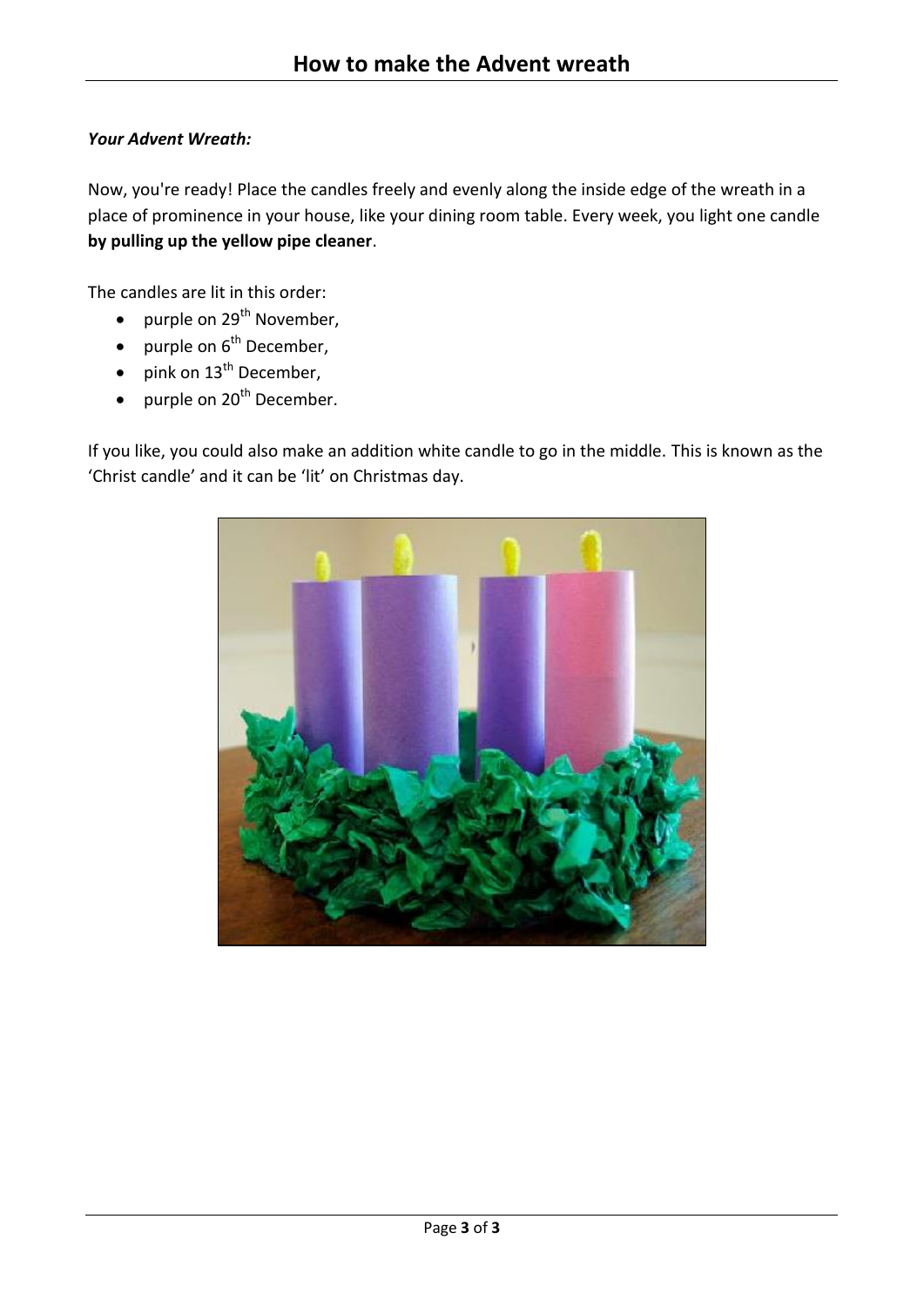# How to make the Advent wreath

***Your Advent Wreath:***

Now, you're ready! Place the candles freely and evenly along the inside edge of the wreath in a place of prominence in your house, like your dining room table. Every week, you light one candle **by pulling up the yellow pipe cleaner**.

The candles are lit in this order:

- purple on 29th November,
- purple on 6th December,
- pink on 13th December,
- purple on 20th December.

If you like, you could also make an addition white candle to go in the middle. This is known as the 'Christ candle' and it can be 'lit' on Christmas day.